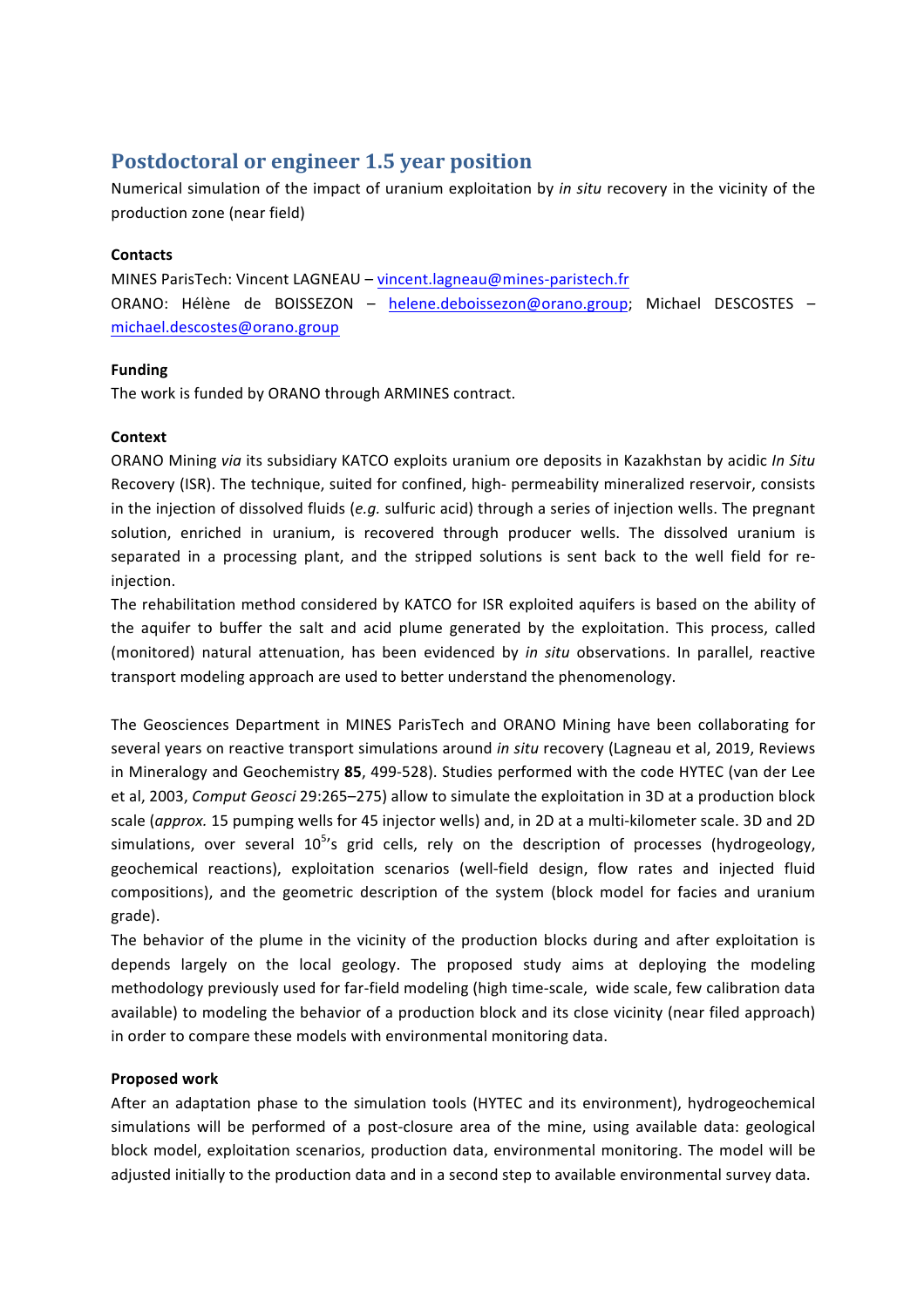# Postdoctoral or engineer 1.5 year position

Numerical simulation of the impact of uranium exploitation by *in situ* recovery in the vicinity of the production zone (near field)

**Contacts**

MINES ParisTech: Vincent LAGNEAU – vincent.lagneau@mines-paristech.fr

ORANO: Hélène de BOISSEZON – helene.deboissezon@orano.group; Michael DESCOSTES – michael.descostes@orano.group

**Funding**

The work is funded by ORANO through ARMINES contract.

**Context**

ORANO Mining *via* its subsidiary KATCO exploits uranium ore deposits in Kazakhstan by acidic *In Situ* Recovery (ISR). The technique, suited for confined, high- permeability mineralized reservoir, consists in the injection of dissolved fluids (*e.g.* sulfuric acid) through a series of injection wells. The pregnant solution, enriched in uranium, is recovered through producer wells. The dissolved uranium is separated in a processing plant, and the stripped solutions is sent back to the well field for re-injection.

The rehabilitation method considered by KATCO for ISR exploited aquifers is based on the ability of the aquifer to buffer the salt and acid plume generated by the exploitation. This process, called (monitored) natural attenuation, has been evidenced by *in situ* observations. In parallel, reactive transport modeling approach are used to better understand the phenomenology.

The Geosciences Department in MINES ParisTech and ORANO Mining have been collaborating for several years on reactive transport simulations around *in situ* recovery (Lagneau et al, 2019, Reviews in Mineralogy and Geochemistry **85**, 499-528). Studies performed with the code HYTEC (van der Lee et al, 2003, *Comput Geosci* 29:265–275) allow to simulate the exploitation in 3D at a production block scale (*approx.* 15 pumping wells for 45 injector wells) and, in 2D at a multi-kilometer scale. 3D and 2D simulations, over several $10^5$'s grid cells, rely on the description of processes (hydrogeology, geochemical reactions), exploitation scenarios (well-field design, flow rates and injected fluid compositions), and the geometric description of the system (block model for facies and uranium grade).

The behavior of the plume in the vicinity of the production blocks during and after exploitation is depends largely on the local geology. The proposed study aims at deploying the modeling methodology previously used for far-field modeling (high time-scale, wide scale, few calibration data available) to modeling the behavior of a production block and its close vicinity (near filed approach) in order to compare these models with environmental monitoring data.

**Proposed work**

After an adaptation phase to the simulation tools (HYTEC and its environment), hydrogeochemical simulations will be performed of a post-closure area of the mine, using available data: geological block model, exploitation scenarios, production data, environmental monitoring. The model will be adjusted initially to the production data and in a second step to available environmental survey data.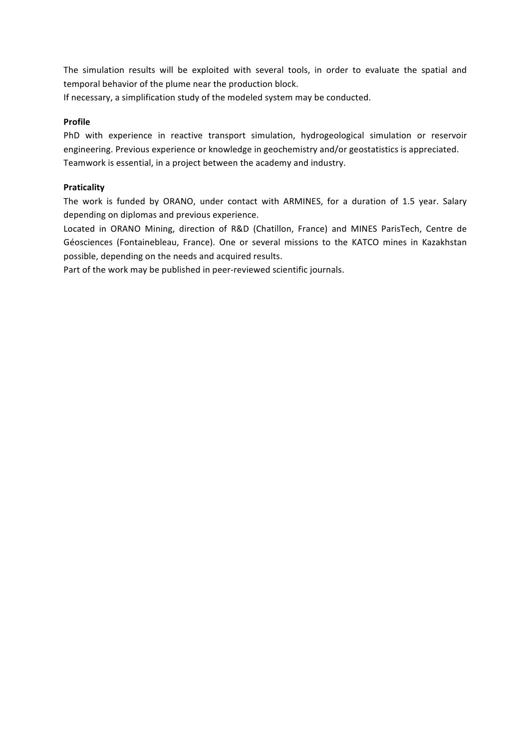The simulation results will be exploited with several tools, in order to evaluate the spatial and temporal behavior of the plume near the production block.
If necessary, a simplification study of the modeled system may be conducted.

**Profile**

PhD with experience in reactive transport simulation, hydrogeological simulation or reservoir engineering. Previous experience or knowledge in geochemistry and/or geostatistics is appreciated.
Teamwork is essential, in a project between the academy and industry.

**Praticality**

The work is funded by ORANO, under contact with ARMINES, for a duration of 1.5 year. Salary depending on diplomas and previous experience.
Located in ORANO Mining, direction of R&D (Chatillon, France) and MINES ParisTech, Centre de Géosciences (Fontainebleau, France). One or several missions to the KATCO mines in Kazakhstan possible, depending on the needs and acquired results.
Part of the work may be published in peer-reviewed scientific journals.